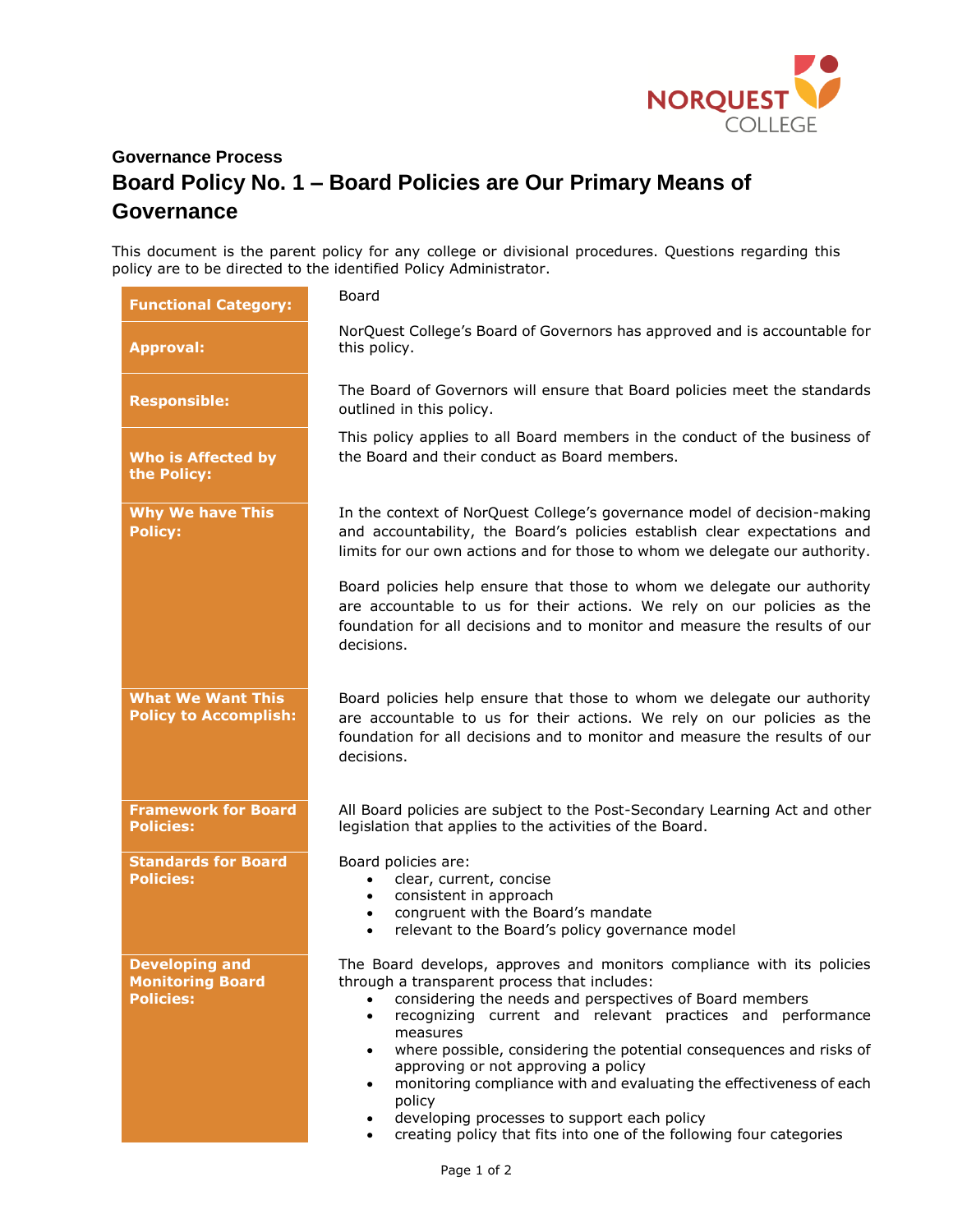**Governance Process**

# Board Policy No. 1 – Board Policies are Our Primary Means of Governance

This document is the parent policy for any college or divisional procedures. Questions regarding this policy are to be directed to the identified Policy Administrator.

| | |
|---|---|
| **Functional Category:** | Board |
| **Approval:** | NorQuest College's Board of Governors has approved and is accountable for this policy. |
| **Responsible:** | The Board of Governors will ensure that Board policies meet the standards outlined in this policy. |
| **Who is Affected by the Policy:** | This policy applies to all Board members in the conduct of the business of the Board and their conduct as Board members. |
| **Why We have This Policy:** | In the context of NorQuest College's governance model of decision-making and accountability, the Board's policies establish clear expectations and limits for our own actions and for those to whom we delegate our authority.<br><br>Board policies help ensure that those to whom we delegate our authority are accountable to us for their actions. We rely on our policies as the foundation for all decisions and to monitor and measure the results of our decisions. |
| **What We Want This Policy to Accomplish:** | Board policies help ensure that those to whom we delegate our authority are accountable to us for their actions. We rely on our policies as the foundation for all decisions and to monitor and measure the results of our decisions. |
| **Framework for Board Policies:** | All Board policies are subject to the Post-Secondary Learning Act and other legislation that applies to the activities of the Board. |
| **Standards for Board Policies:** | Board policies are:<br>• clear, current, concise<br>• consistent in approach<br>• congruent with the Board's mandate<br>• relevant to the Board's policy governance model |
| **Developing and Monitoring Board Policies:** | The Board develops, approves and monitors compliance with its policies through a transparent process that includes:<br>• considering the needs and perspectives of Board members<br>• recognizing current and relevant practices and performance measures<br>• where possible, considering the potential consequences and risks of approving or not approving a policy<br>• monitoring compliance with and evaluating the effectiveness of each policy<br>• developing processes to support each policy<br>• creating policy that fits into one of the following four categories |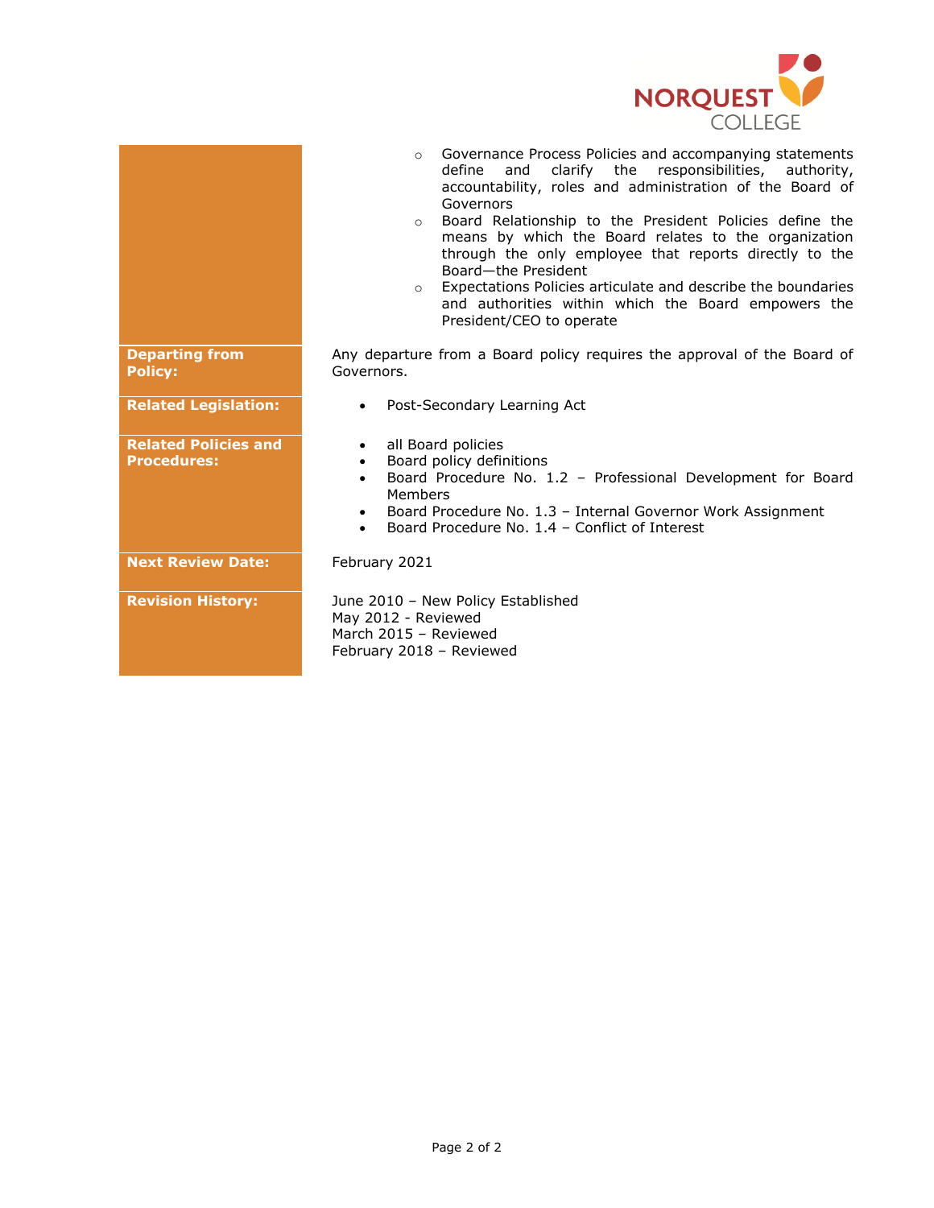| | |
|---|---|
| | ○ Governance Process Policies and accompanying statements define and clarify the responsibilities, authority, accountability, roles and administration of the Board of Governors<br>○ Board Relationship to the President Policies define the means by which the Board relates to the organization through the only employee that reports directly to the Board—the President<br>○ Expectations Policies articulate and describe the boundaries and authorities within which the Board empowers the President/CEO to operate |
| **Departing from Policy:** | Any departure from a Board policy requires the approval of the Board of Governors. |
| **Related Legislation:** | • Post-Secondary Learning Act |
| **Related Policies and Procedures:** | • all Board policies<br>• Board policy definitions<br>• Board Procedure No. 1.2 – Professional Development for Board Members<br>• Board Procedure No. 1.3 – Internal Governor Work Assignment<br>• Board Procedure No. 1.4 – Conflict of Interest |
| **Next Review Date:** | February 2021 |
| **Revision History:** | June 2010 – New Policy Established<br>May 2012 - Reviewed<br>March 2015 – Reviewed<br>February 2018 – Reviewed |